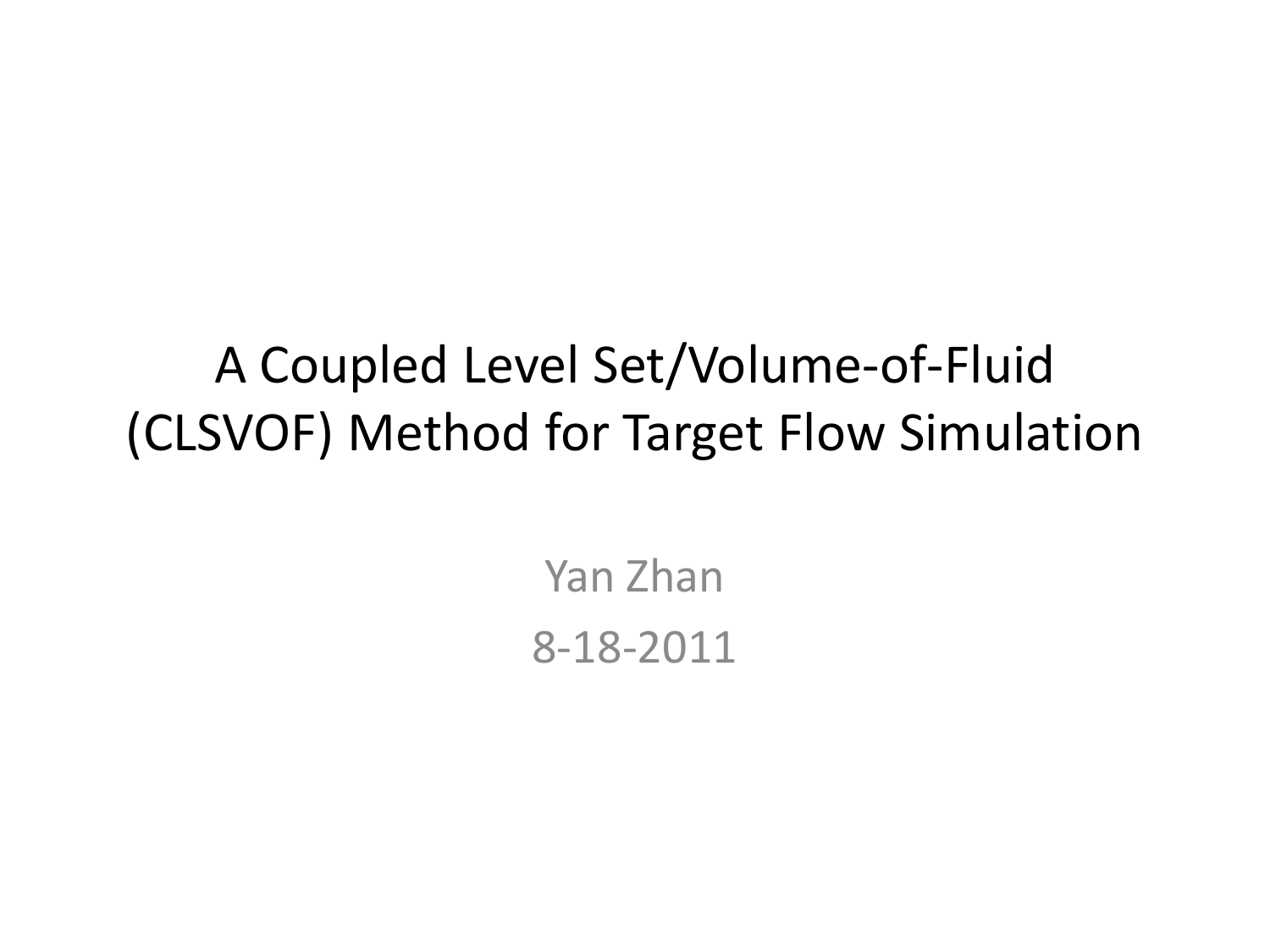# A Coupled Level Set/Volume-of-Fluid (CLSVOF) Method for Target Flow Simulation

Yan Zhan

8-18-2011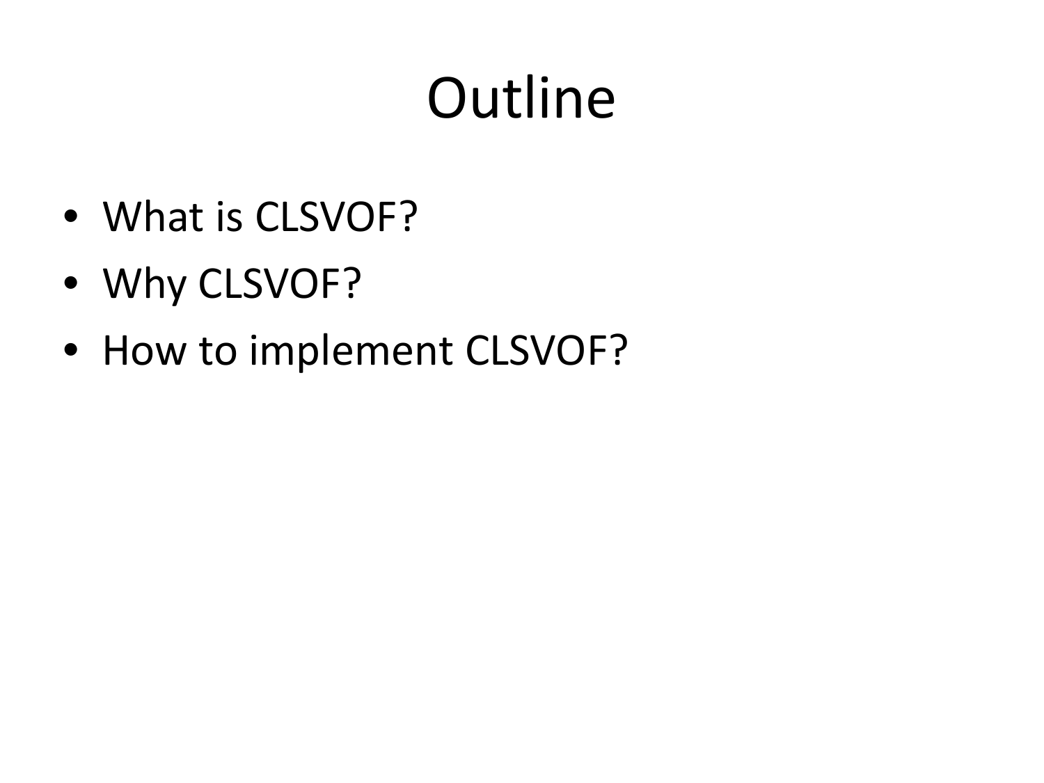# Outline

- What is CLSVOF?
- Why CLSVOF?
- How to implement CLSVOF?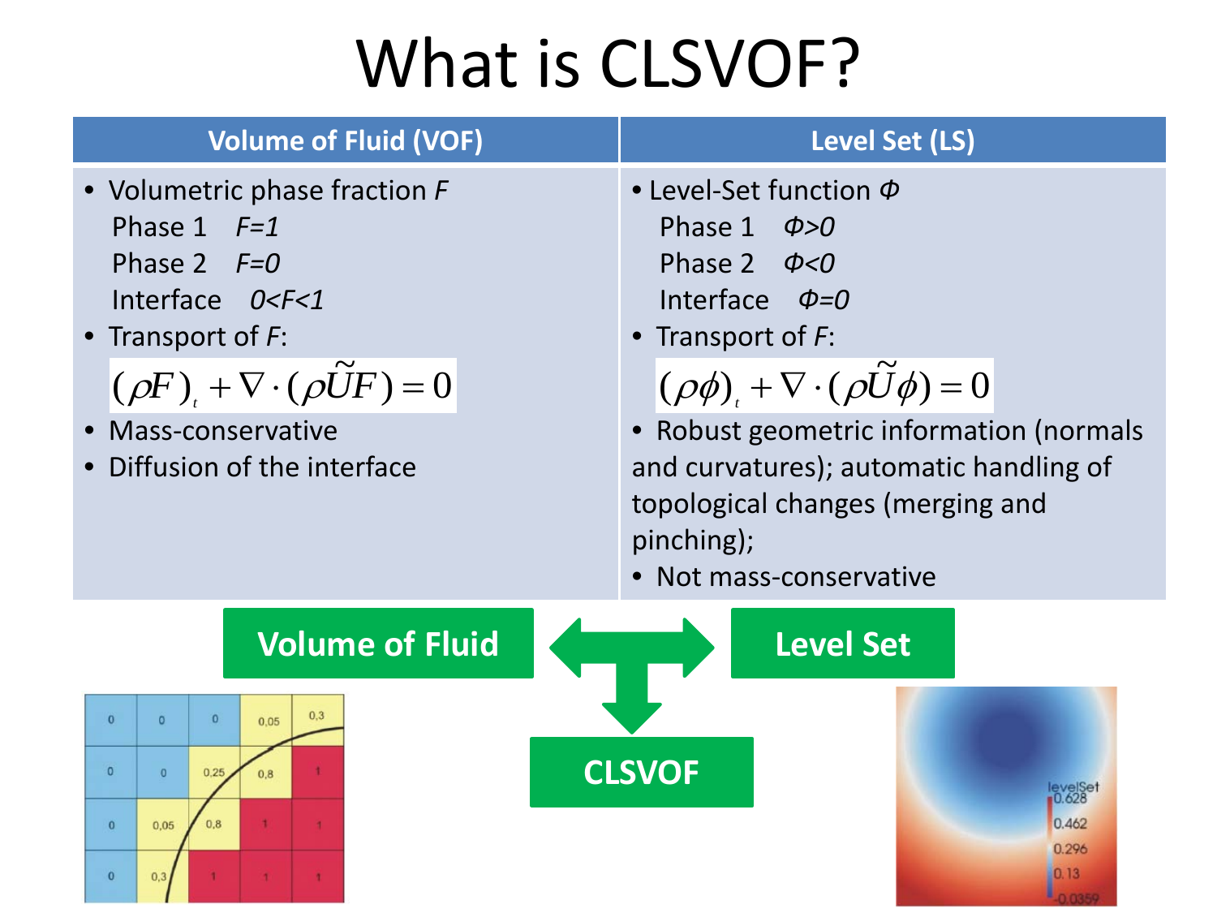# What is CLSVOF?

| Volume of Fluid (VOF) | Level Set (LS) |
|---|---|
| • Volumetric phase fraction $F$<br>Phase 1 $F=1$<br>Phase 2 $F=0$<br>Interface $0<F<1$<br>• Transport of $F$:<br>$(\rho F)_t + \nabla \cdot (\rho \tilde{U} F) = 0$<br>• Mass-conservative<br>• Diffusion of the interface | • Level-Set function $\Phi$<br>Phase 1 $\Phi>0$<br>Phase 2 $\Phi<0$<br>Interface $\Phi=0$<br>• Transport of $F$:<br>$(\rho \phi)_t + \nabla \cdot (\rho \tilde{U} \phi) = 0$<br>• Robust geometric information (normals and curvatures); automatic handling of topological changes (merging and pinching);<br>• Not mass-conservative |

**Volume of Fluid** ↔ **Level Set** → **CLSVOF**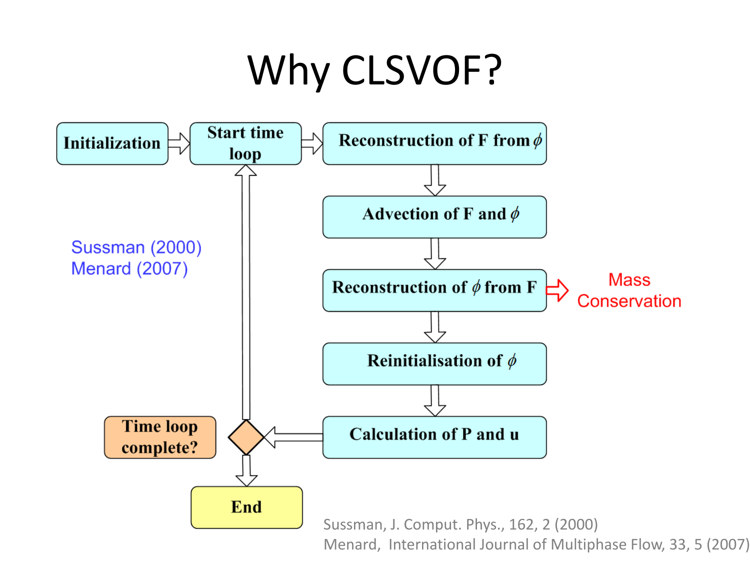# Why CLSVOF?

Initialization → Start time loop → Reconstruction of F from $\phi$ → Advection of F and $\phi$ → Reconstruction of $\phi$ from F → Reinitialisation of $\phi$ → Calculation of P and u → Time loop complete? → End

Reconstruction of $\phi$ from F ⇒ Mass Conservation

Sussman (2000)
Menard (2007)

Sussman, J. Comput. Phys., 162, 2 (2000)
Menard, International Journal of Multiphase Flow, 33, 5 (2007)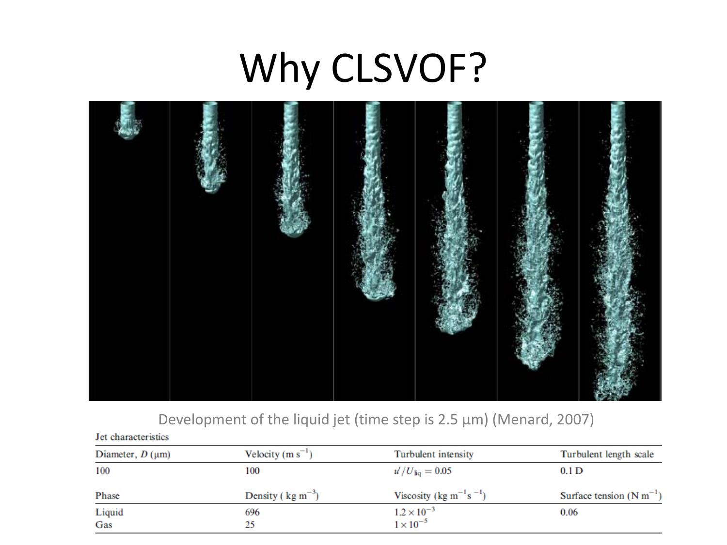# Why CLSVOF?

Development of the liquid jet (time step is 2.5 μm) (Menard, 2007)

Jet characteristics

| Diameter, $D$ (μm) | Velocity (m $s^{-1}$) | Turbulent intensity | Turbulent length scale |
|---|---|---|---|
| 100 | 100 | $u'/U_{liq} = 0.05$ | 0.1 D |

| Phase | Density ( kg $m^{-3}$) | Viscosity (kg $m^{-1}s^{-1}$) | Surface tension (N $m^{-1}$) |
|---|---|---|---|
| Liquid | 696 | $1.2 \times 10^{-3}$ | 0.06 |
| Gas | 25 | $1 \times 10^{-5}$ | |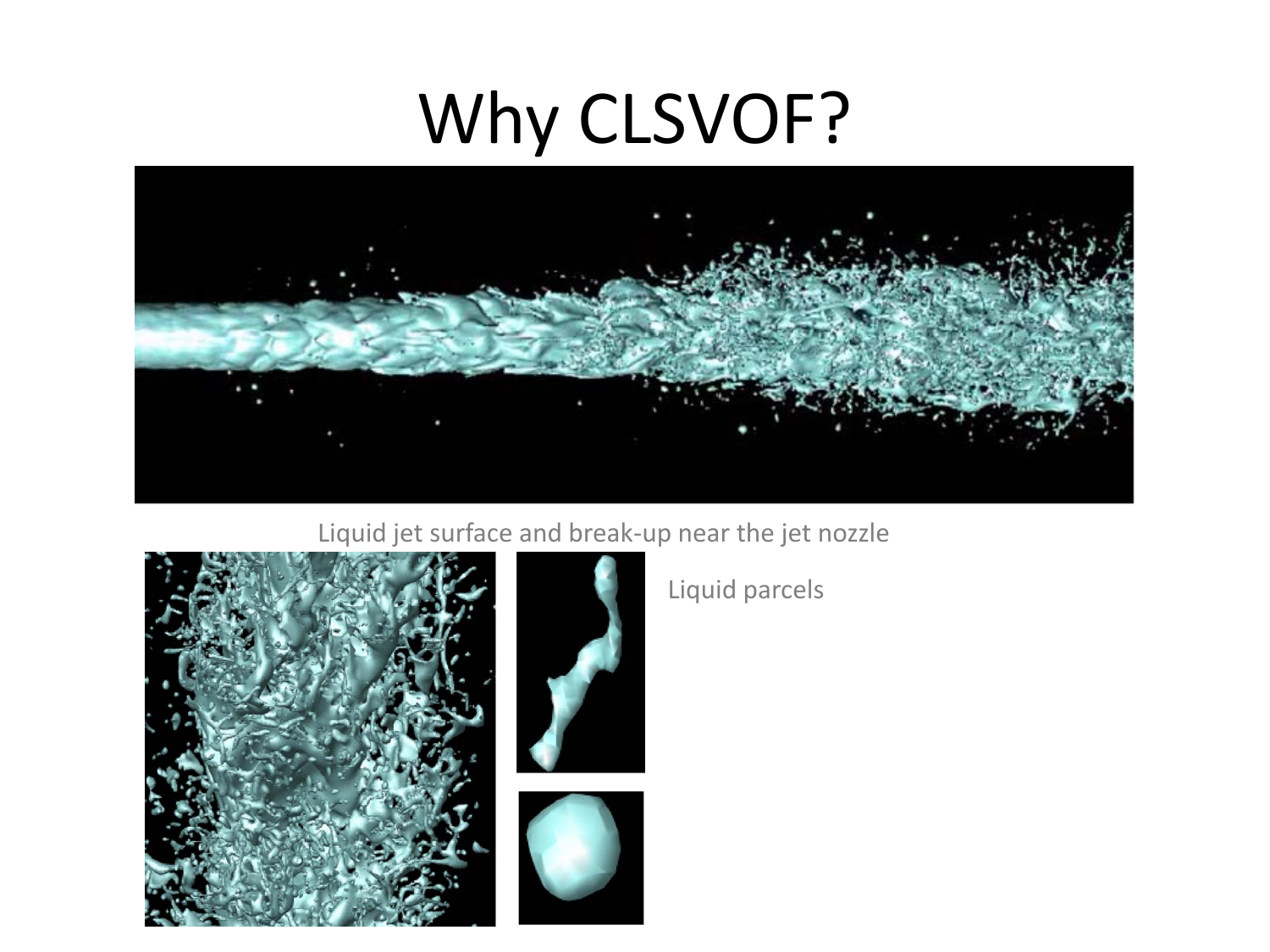# Why CLSVOF?

Liquid jet surface and break-up near the jet nozzle

Liquid parcels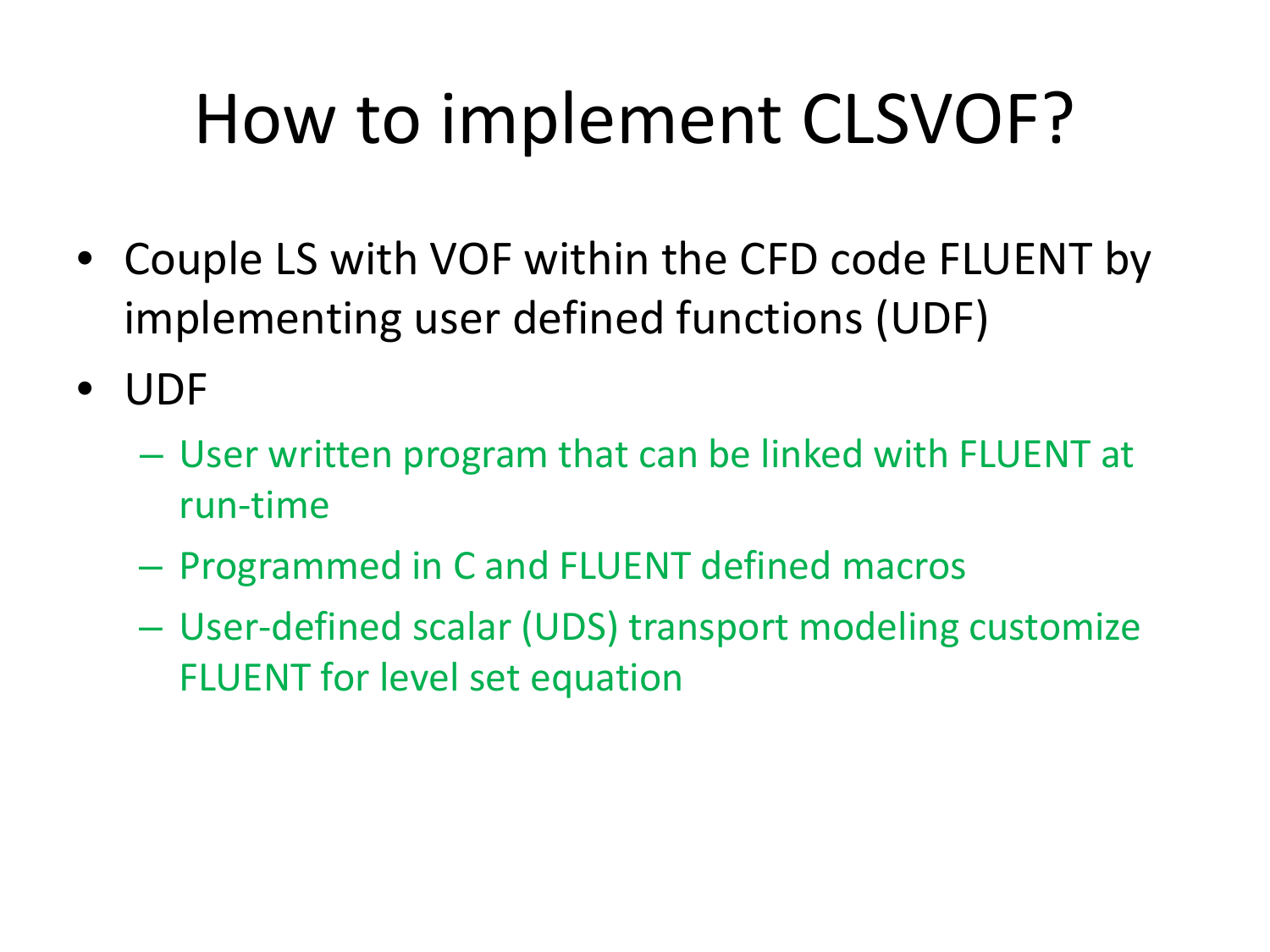# How to implement CLSVOF?

- Couple LS with VOF within the CFD code FLUENT by implementing user defined functions (UDF)
- UDF
  - User written program that can be linked with FLUENT at run-time
  - Programmed in C and FLUENT defined macros
  - User-defined scalar (UDS) transport modeling customize FLUENT for level set equation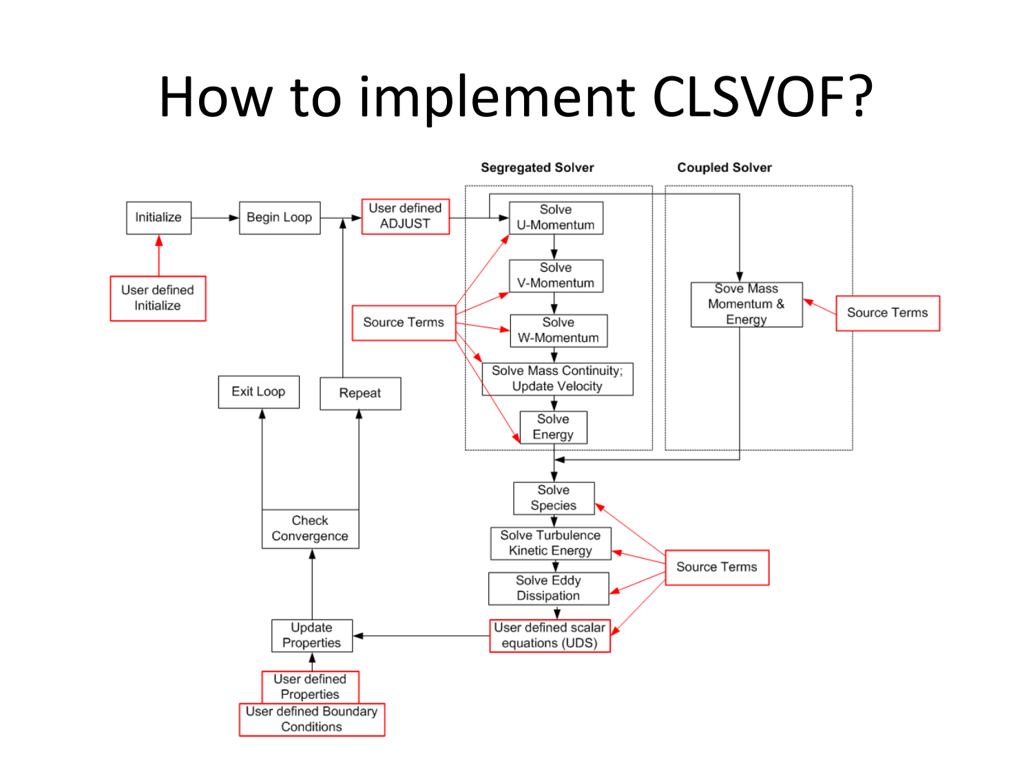# How to implement CLSVOF?

**Segregated Solver**

**Coupled Solver**

Initialize

User defined Initialize

Begin Loop

User defined ADJUST

Solve U-Momentum

Solve V-Momentum

Solve W-Momentum

Solve Mass Continuity; Update Velocity

Solve Energy

Source Terms

Sove Mass Momentum & Energy

Source Terms

Solve Species

Solve Turbulence Kinetic Energy

Solve Eddy Dissipation

User defined scalar equations (UDS)

Source Terms

Update Properties

User defined Properties

User defined Boundary Conditions

Check Convergence

Exit Loop

Repeat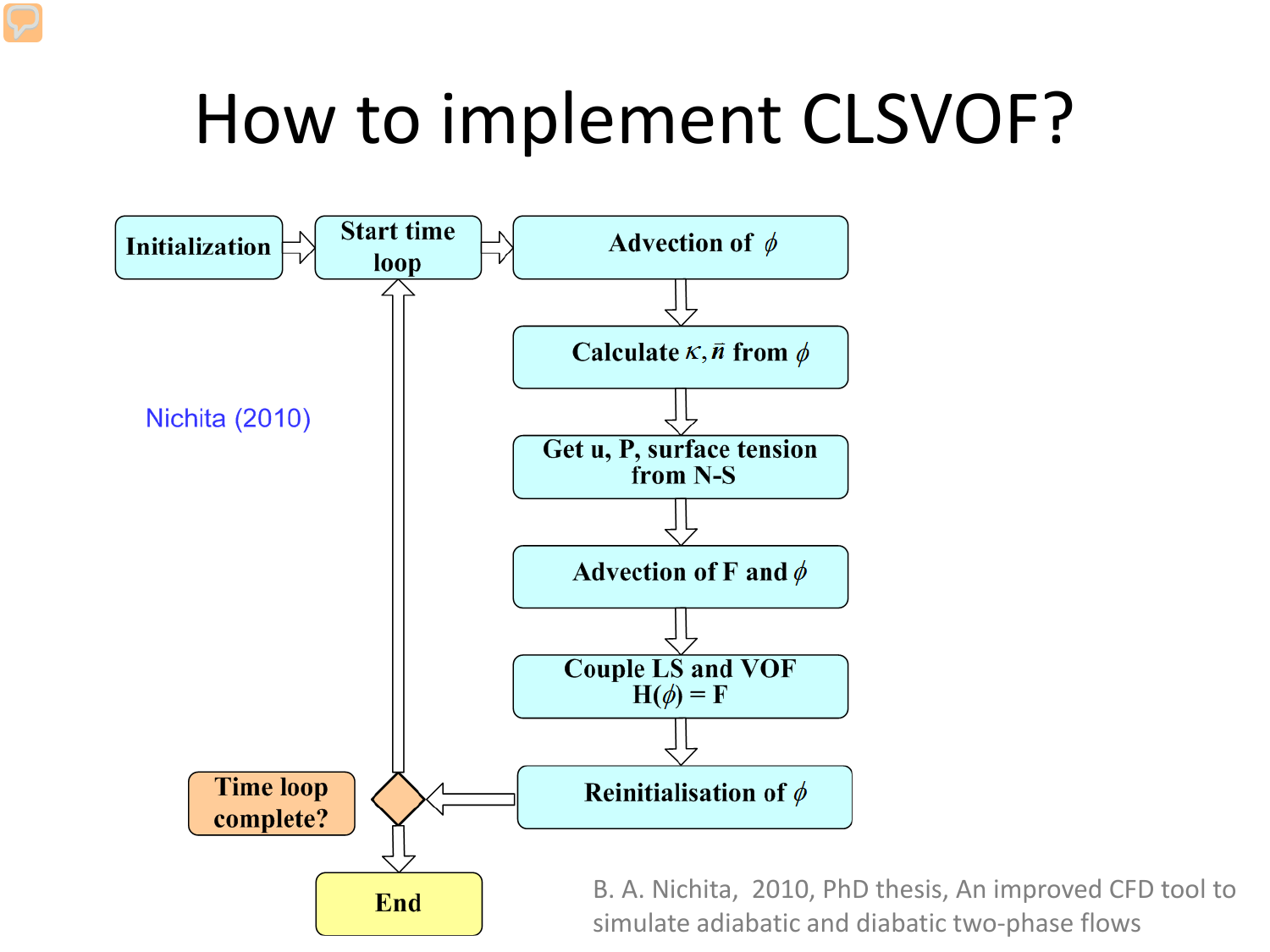# How to implement CLSVOF?

Initialization → Start time loop → Advection of $\phi$ → Calculate $\kappa, \vec{n}$ from $\phi$ → Get u, P, surface tension from N-S → Advection of F and $\phi$ → Couple LS and VOF $H(\phi) = F$ → Reinitialisation of $\phi$ → Time loop complete? → End

Nichita (2010)

B. A. Nichita, 2010, PhD thesis, An improved CFD tool to simulate adiabatic and diabatic two-phase flows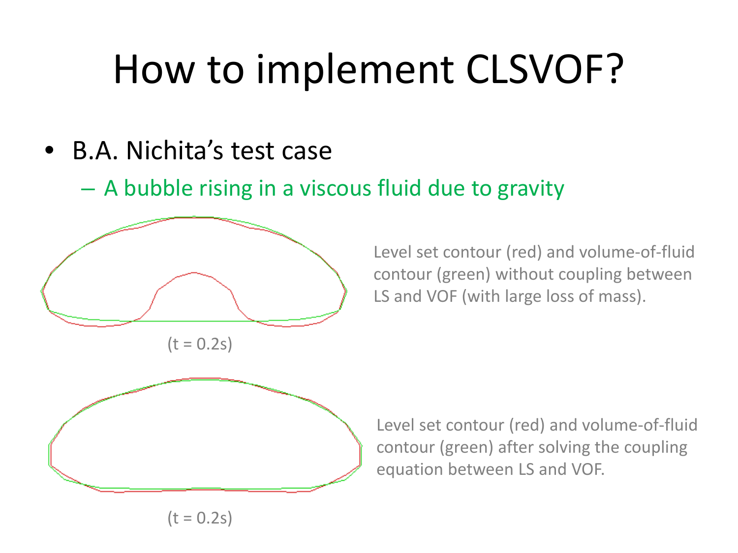# How to implement CLSVOF?

- B.A. Nichita's test case
  - A bubble rising in a viscous fluid due to gravity

(t = 0.2s)

Level set contour (red) and volume-of-fluid contour (green) without coupling between LS and VOF (with large loss of mass).

(t = 0.2s)

Level set contour (red) and volume-of-fluid contour (green) after solving the coupling equation between LS and VOF.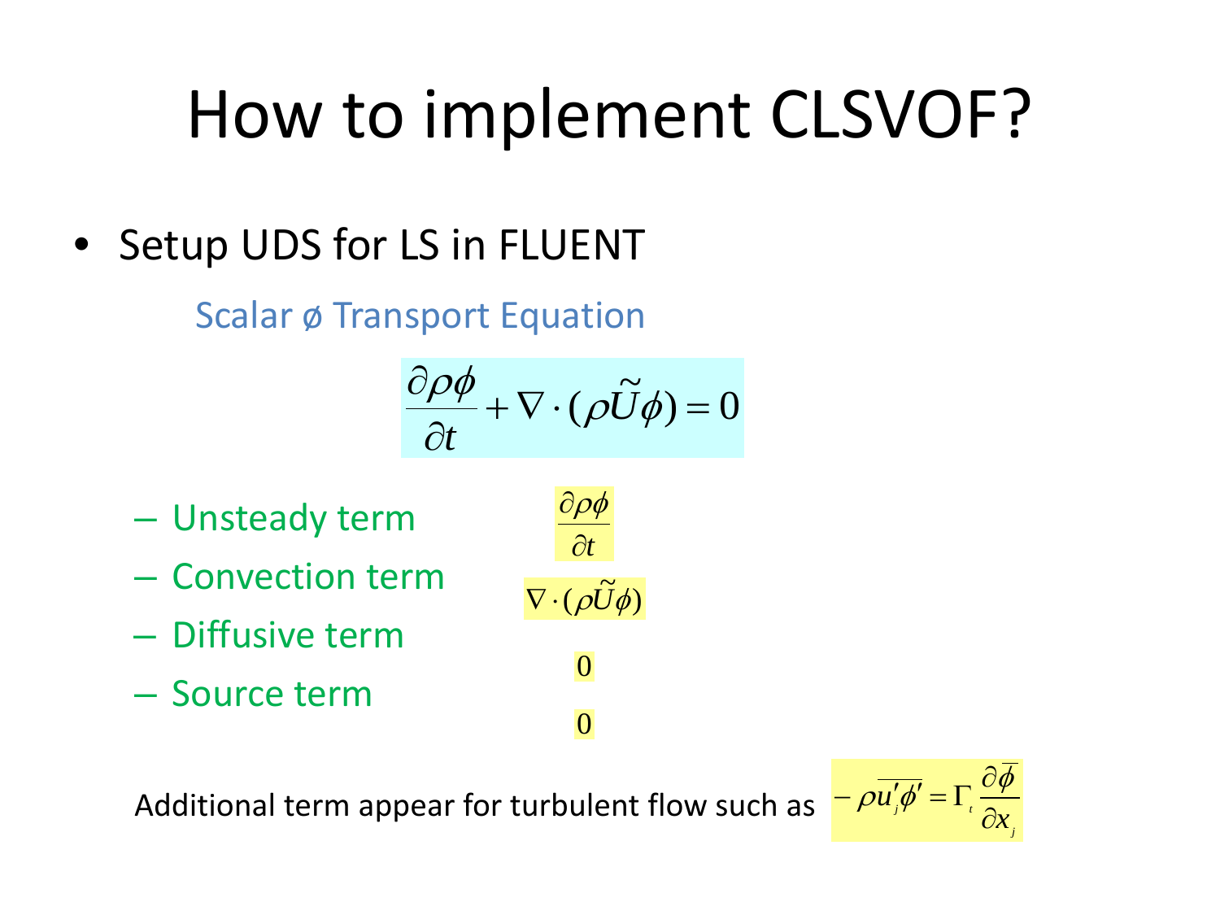# How to implement CLSVOF?

- Setup UDS for LS in FLUENT

Scalar ø Transport Equation

$$\frac{\partial \rho \phi}{\partial t} + \nabla \cdot (\rho \widetilde{U} \phi) = 0$$

- Unsteady term $\frac{\partial \rho \phi}{\partial t}$
- Convection term $\nabla \cdot (\rho \widetilde{U} \phi)$
- Diffusive term $0$
- Source term $0$

Additional term appear for turbulent flow such as $-\rho \overline{u_j' \phi'} = \Gamma_t \frac{\partial \overline{\phi}}{\partial x_j}$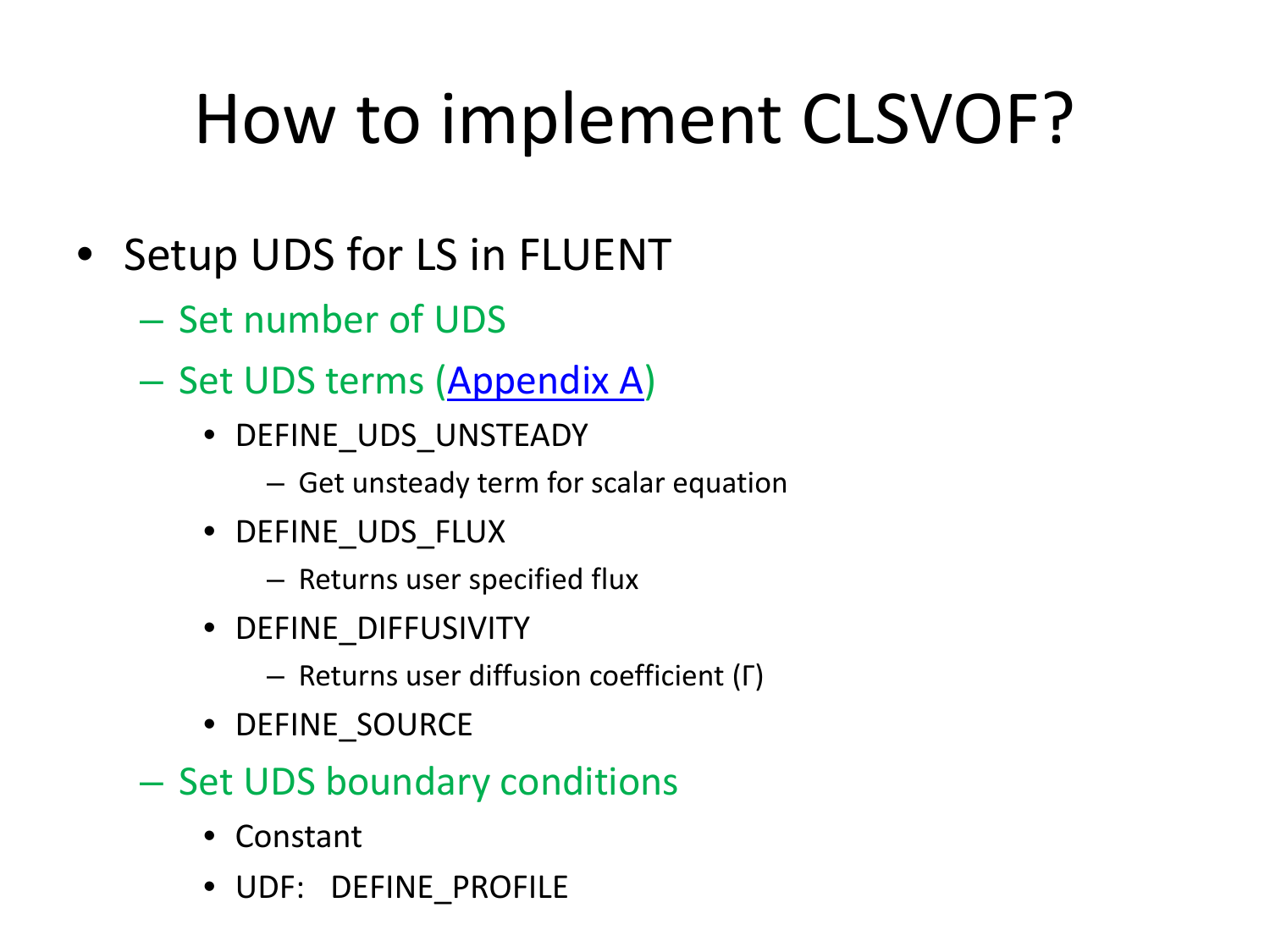# How to implement CLSVOF?

- Setup UDS for LS in FLUENT
  - Set number of UDS
  - Set UDS terms (Appendix A)
    - DEFINE_UDS_UNSTEADY
      - Get unsteady term for scalar equation
    - DEFINE_UDS_FLUX
      - Returns user specified flux
    - DEFINE_DIFFUSIVITY
      - Returns user diffusion coefficient ($\Gamma$)
    - DEFINE_SOURCE
  - Set UDS boundary conditions
    - Constant
    - UDF: DEFINE_PROFILE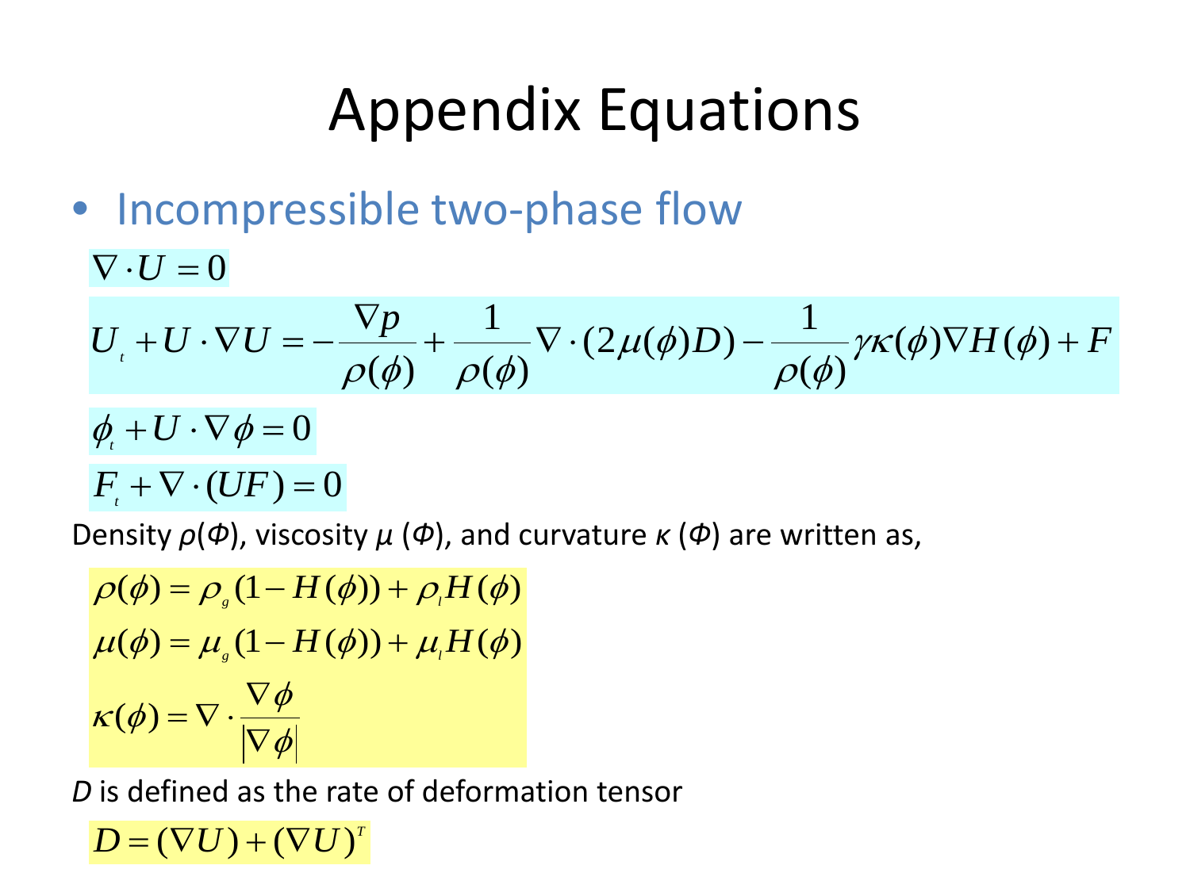# Appendix Equations

- Incompressible two-phase flow

$$\nabla \cdot U = 0$$

$$U_t + U \cdot \nabla U = -\frac{\nabla p}{\rho(\phi)} + \frac{1}{\rho(\phi)} \nabla \cdot (2\mu(\phi) D) - \frac{1}{\rho(\phi)} \gamma \kappa(\phi) \nabla H(\phi) + F$$

$$\phi_t + U \cdot \nabla \phi = 0$$

$$F_t + \nabla \cdot (UF) = 0$$

Density $\rho(\Phi)$, viscosity $\mu$ $(\Phi)$, and curvature $\kappa$ $(\Phi)$ are written as,

$$\rho(\phi) = \rho_g (1 - H(\phi)) + \rho_l H(\phi)$$

$$\mu(\phi) = \mu_g (1 - H(\phi)) + \mu_l H(\phi)$$

$$\kappa(\phi) = \nabla \cdot \frac{\nabla \phi}{|\nabla \phi|}$$

*D* is defined as the rate of deformation tensor

$$D = (\nabla U) + (\nabla U)^T$$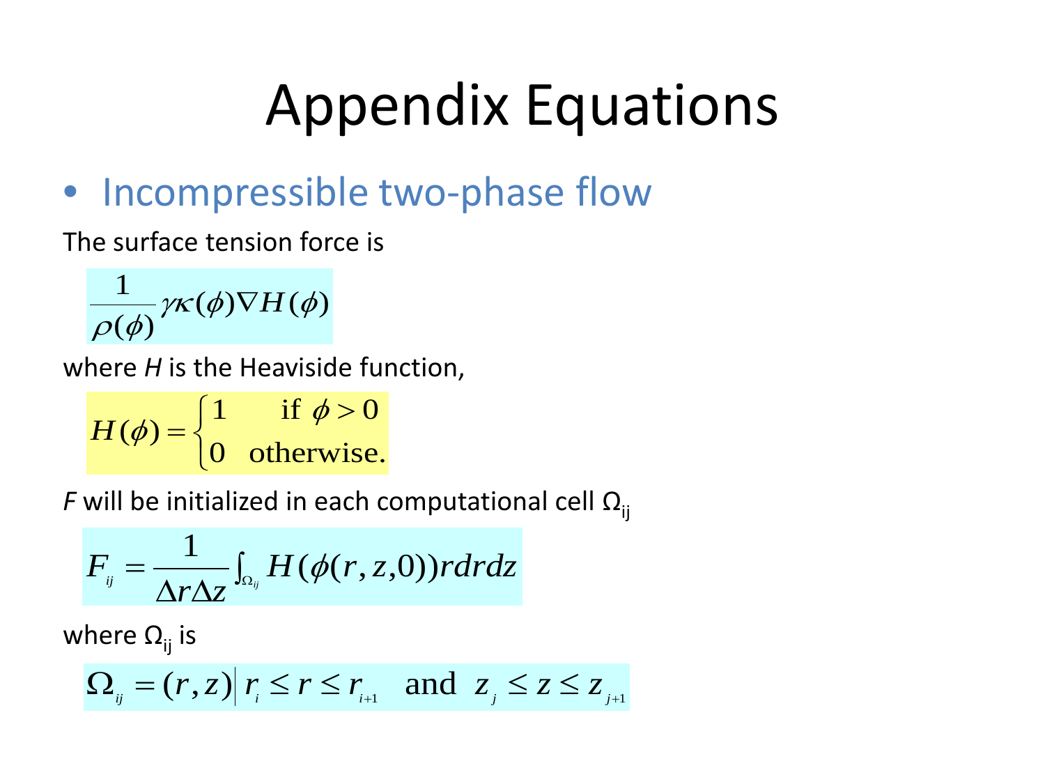# Appendix Equations

- Incompressible two-phase flow

The surface tension force is

$$\frac{1}{\rho(\phi)}\gamma\kappa(\phi)\nabla H(\phi)$$

where *H* is the Heaviside function,

$$H(\phi)=\begin{cases}1 & \text{if } \phi>0\\ 0 & \text{otherwise.}\end{cases}$$

*F* will be initialized in each computational cell $\Omega_{ij}$

$$F_{ij}=\frac{1}{\Delta r\Delta z}\int_{\Omega_{ij}} H(\phi(r,z,0))rdrdz$$

where $\Omega_{ij}$ is

$$\Omega_{ij}=(r,z)\left|\, r_i\le r\le r_{i+1} \quad \text{and} \quad z_j\le z\le z_{j+1}\right.$$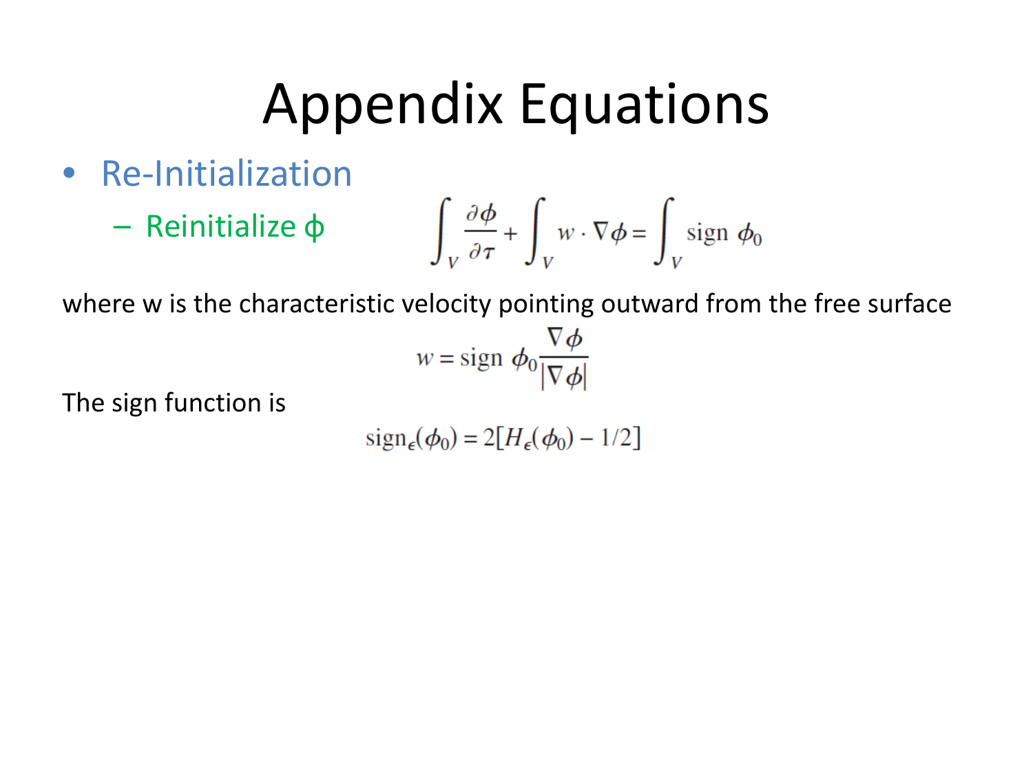# Appendix Equations

- Re-Initialization
  - Reinitialize ϕ

$$\int_V \frac{\partial \phi}{\partial \tau} + \int_V w \cdot \nabla \phi = \int_V \text{sign } \phi_0$$

where w is the characteristic velocity pointing outward from the free surface

$$w = \text{sign } \phi_0 \frac{\nabla \phi}{|\nabla \phi|}$$

The sign function is

$$\text{sign}_\epsilon(\phi_0) = 2[H_\epsilon(\phi_0) - 1/2]$$